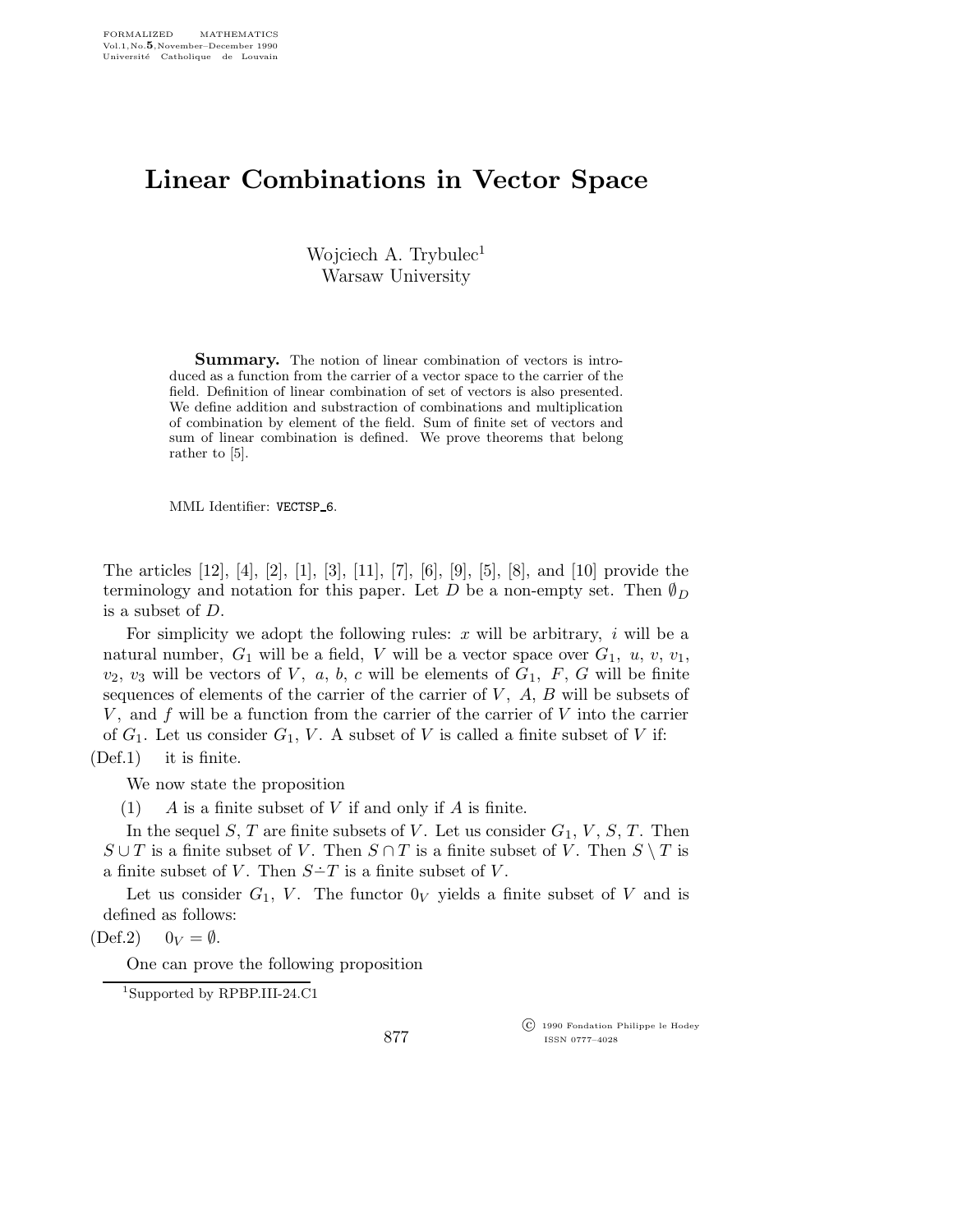# Linear Combinations in Vector Space

Wojciech A. Trybulec[1]
Warsaw University

**Summary.** The notion of linear combination of vectors is introduced as a function from the carrier of a vector space to the carrier of the field. Definition of linear combination of set of vectors is also presented. We define addition and substraction of combinations and multiplication of combination by element of the field. Sum of finite set of vectors and sum of linear combination is defined. We prove theorems that belong rather to [5].

MML Identifier: VECTSP_6.

The articles [12], [4], [2], [1], [3], [11], [7], [6], [9], [5], [8], and [10] provide the terminology and notation for this paper. Let $D$ be a non-empty set. Then $\emptyset_D$ is a subset of $D$.

For simplicity we adopt the following rules: $x$ will be arbitrary, $i$ will be a natural number, $G_1$ will be a field, $V$ will be a vector space over $G_1$, $u$, $v$, $v_1$, $v_2$, $v_3$ will be vectors of $V$, $a$, $b$, $c$ will be elements of $G_1$, $F$, $G$ will be finite sequences of elements of the carrier of the carrier of $V$, $A$, $B$ will be subsets of $V$, and $f$ will be a function from the carrier of the carrier of $V$ into the carrier of $G_1$. Let us consider $G_1$, $V$. A subset of $V$ is called a finite subset of $V$ if:

(Def.1) it is finite.

We now state the proposition

(1) $A$ is a finite subset of $V$ if and only if $A$ is finite.

In the sequel $S$, $T$ are finite subsets of $V$. Let us consider $G_1$, $V$, $S$, $T$. Then $S \cup T$ is a finite subset of $V$. Then $S \cap T$ is a finite subset of $V$. Then $S \setminus T$ is a finite subset of $V$. Then $S \dot{-} T$ is a finite subset of $V$.

Let us consider $G_1$, $V$. The functor $0_V$ yields a finite subset of $V$ and is defined as follows:

(Def.2) $0_V = \emptyset$.

One can prove the following proposition

[1] Supported by RPBP.III-24.C1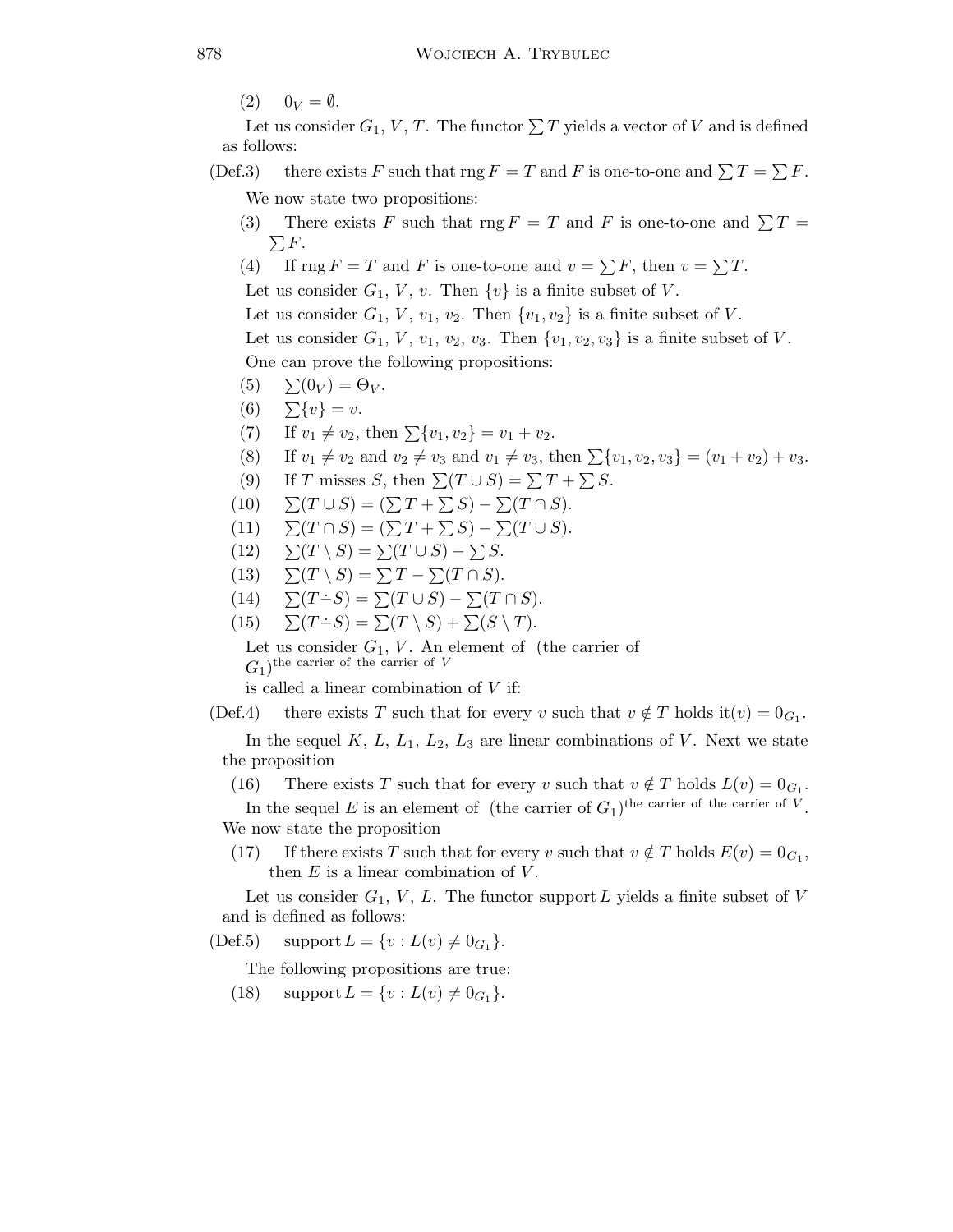(2) $0_V = \emptyset$.

Let us consider $G_1$, $V$, $T$. The functor $\sum T$ yields a vector of $V$ and is defined as follows:

(Def.3) there exists $F$ such that $\operatorname{rng} F = T$ and $F$ is one-to-one and $\sum T = \sum F$.

We now state two propositions:

(3) There exists $F$ such that $\operatorname{rng} F = T$ and $F$ is one-to-one and $\sum T = \sum F$.

(4) If $\operatorname{rng} F = T$ and $F$ is one-to-one and $v = \sum F$, then $v = \sum T$.

Let us consider $G_1$, $V$, $v$. Then $\{v\}$ is a finite subset of $V$.

Let us consider $G_1$, $V$, $v_1$, $v_2$. Then $\{v_1, v_2\}$ is a finite subset of $V$.

Let us consider $G_1$, $V$, $v_1$, $v_2$, $v_3$. Then $\{v_1, v_2, v_3\}$ is a finite subset of $V$.

One can prove the following propositions:

(5) $\sum(0_V) = \Theta_V$.

(6) $\sum\{v\} = v$.

(7) If $v_1 \neq v_2$, then $\sum\{v_1, v_2\} = v_1 + v_2$.

(8) If $v_1 \neq v_2$ and $v_2 \neq v_3$ and $v_1 \neq v_3$, then $\sum\{v_1, v_2, v_3\} = (v_1 + v_2) + v_3$.

(9) If $T$ misses $S$, then $\sum(T \cup S) = \sum T + \sum S$.

(10) $\sum(T \cup S) = (\sum T + \sum S) - \sum(T \cap S)$.

(11) $\sum(T \cap S) = (\sum T + \sum S) - \sum(T \cup S)$.

(12) $\sum(T \setminus S) = \sum(T \cup S) - \sum S$.

(13) $\sum(T \setminus S) = \sum T - \sum(T \cap S)$.

(14) $\sum(T \dot{-} S) = \sum(T \cup S) - \sum(T \cap S)$.

(15) $\sum(T \dot{-} S) = \sum(T \setminus S) + \sum(S \setminus T)$.

Let us consider $G_1$, $V$. An element of (the carrier of $G_1$)$^{\text{the carrier of the carrier of } V}$ is called a linear combination of $V$ if:

(Def.4) there exists $T$ such that for every $v$ such that $v \notin T$ holds $\text{it}(v) = 0_{G_1}$.

In the sequel $K$, $L$, $L_1$, $L_2$, $L_3$ are linear combinations of $V$. Next we state the proposition

(16) There exists $T$ such that for every $v$ such that $v \notin T$ holds $L(v) = 0_{G_1}$.

In the sequel $E$ is an element of (the carrier of $G_1$)$^{\text{the carrier of the carrier of } V}$. We now state the proposition

(17) If there exists $T$ such that for every $v$ such that $v \notin T$ holds $E(v) = 0_{G_1}$, then $E$ is a linear combination of $V$.

Let us consider $G_1$, $V$, $L$. The functor $\operatorname{support} L$ yields a finite subset of $V$ and is defined as follows:

(Def.5) $\operatorname{support} L = \{v : L(v) \neq 0_{G_1}\}$.

The following propositions are true:

(18) $\operatorname{support} L = \{v : L(v) \neq 0_{G_1}\}$.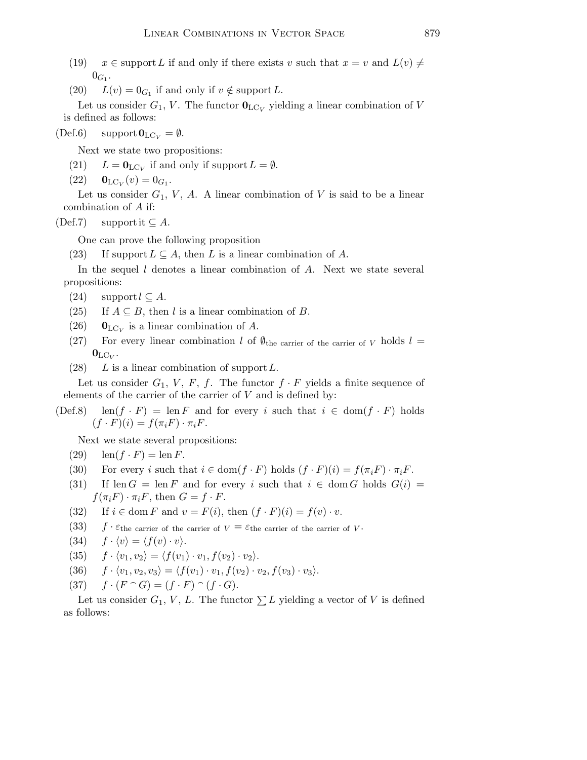(19) $x \in \operatorname{support} L$ if and only if there exists $v$ such that $x = v$ and $L(v) \neq 0_{G_1}$.

(20) $L(v) = 0_{G_1}$ if and only if $v \notin \operatorname{support} L$.

Let us consider $G_1$, $V$. The functor $\mathbf{0}_{\mathrm{LC}_V}$ yielding a linear combination of $V$ is defined as follows:

(Def.6) $\operatorname{support} \mathbf{0}_{\mathrm{LC}_V} = \emptyset$.

Next we state two propositions:

(21) $L = \mathbf{0}_{\mathrm{LC}_V}$ if and only if $\operatorname{support} L = \emptyset$.

(22) $\mathbf{0}_{\mathrm{LC}_V}(v) = 0_{G_1}$.

Let us consider $G_1$, $V$, $A$. A linear combination of $V$ is said to be a linear combination of $A$ if:

(Def.7) $\operatorname{support} \mathrm{it} \subseteq A$.

One can prove the following proposition

(23) If $\operatorname{support} L \subseteq A$, then $L$ is a linear combination of $A$.

In the sequel $l$ denotes a linear combination of $A$. Next we state several propositions:

(24) $\operatorname{support} l \subseteq A$.

(25) If $A \subseteq B$, then $l$ is a linear combination of $B$.

(26) $\mathbf{0}_{\mathrm{LC}_V}$ is a linear combination of $A$.

(27) For every linear combination $l$ of $\emptyset_{\text{the carrier of the carrier of } V}$ holds $l = \mathbf{0}_{\mathrm{LC}_V}$.

(28) $L$ is a linear combination of $\operatorname{support} L$.

Let us consider $G_1$, $V$, $F$, $f$. The functor $f \cdot F$ yields a finite sequence of elements of the carrier of the carrier of $V$ and is defined by:

(Def.8) $\operatorname{len}(f \cdot F) = \operatorname{len} F$ and for every $i$ such that $i \in \operatorname{dom}(f \cdot F)$ holds $(f \cdot F)(i) = f(\pi_i F) \cdot \pi_i F$.

Next we state several propositions:

(29) $\operatorname{len}(f \cdot F) = \operatorname{len} F$.

(30) For every $i$ such that $i \in \operatorname{dom}(f \cdot F)$ holds $(f \cdot F)(i) = f(\pi_i F) \cdot \pi_i F$.

(31) If $\operatorname{len} G = \operatorname{len} F$ and for every $i$ such that $i \in \operatorname{dom} G$ holds $G(i) = f(\pi_i F) \cdot \pi_i F$, then $G = f \cdot F$.

(32) If $i \in \operatorname{dom} F$ and $v = F(i)$, then $(f \cdot F)(i) = f(v) \cdot v$.

(33) $f \cdot \varepsilon_{\text{the carrier of the carrier of } V} = \varepsilon_{\text{the carrier of the carrier of } V}$.

(34) $f \cdot \langle v \rangle = \langle f(v) \cdot v \rangle$.

(35) $f \cdot \langle v_1, v_2 \rangle = \langle f(v_1) \cdot v_1, f(v_2) \cdot v_2 \rangle$.

(36) $f \cdot \langle v_1, v_2, v_3 \rangle = \langle f(v_1) \cdot v_1, f(v_2) \cdot v_2, f(v_3) \cdot v_3 \rangle$.

(37) $f \cdot (F \frown G) = (f \cdot F) \frown (f \cdot G)$.

Let us consider $G_1$, $V$, $L$. The functor $\sum L$ yielding a vector of $V$ is defined as follows: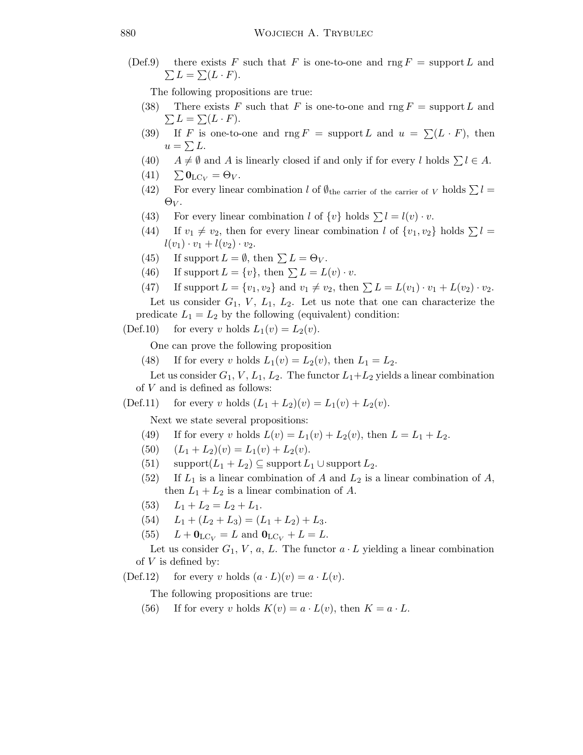(Def.9) there exists $F$ such that $F$ is one-to-one and $\operatorname{rng} F = \operatorname{support} L$ and $\sum L = \sum (L \cdot F)$.

The following propositions are true:

(38) There exists $F$ such that $F$ is one-to-one and $\operatorname{rng} F = \operatorname{support} L$ and $\sum L = \sum (L \cdot F)$.

(39) If $F$ is one-to-one and $\operatorname{rng} F = \operatorname{support} L$ and $u = \sum (L \cdot F)$, then $u = \sum L$.

(40) $A \neq \emptyset$ and $A$ is linearly closed if and only if for every $l$ holds $\sum l \in A$.

(41) $\sum \mathbf{0}_{\mathrm{LC}_V} = \Theta_V$.

(42) For every linear combination $l$ of $\emptyset_{\text{the carrier of the carrier of } V}$ holds $\sum l = \Theta_V$.

(43) For every linear combination $l$ of $\{v\}$ holds $\sum l = l(v) \cdot v$.

(44) If $v_1 \neq v_2$, then for every linear combination $l$ of $\{v_1, v_2\}$ holds $\sum l = l(v_1) \cdot v_1 + l(v_2) \cdot v_2$.

(45) If $\operatorname{support} L = \emptyset$, then $\sum L = \Theta_V$.

(46) If $\operatorname{support} L = \{v\}$, then $\sum L = L(v) \cdot v$.

(47) If $\operatorname{support} L = \{v_1, v_2\}$ and $v_1 \neq v_2$, then $\sum L = L(v_1) \cdot v_1 + L(v_2) \cdot v_2$.

Let us consider $G_1$, $V$, $L_1$, $L_2$. Let us note that one can characterize the predicate $L_1 = L_2$ by the following (equivalent) condition:

(Def.10) for every $v$ holds $L_1(v) = L_2(v)$.

One can prove the following proposition

(48) If for every $v$ holds $L_1(v) = L_2(v)$, then $L_1 = L_2$.

Let us consider $G_1$, $V$, $L_1$, $L_2$. The functor $L_1 + L_2$ yields a linear combination of $V$ and is defined as follows:

(Def.11) for every $v$ holds $(L_1 + L_2)(v) = L_1(v) + L_2(v)$.

Next we state several propositions:

(49) If for every $v$ holds $L(v) = L_1(v) + L_2(v)$, then $L = L_1 + L_2$.

(50) $(L_1 + L_2)(v) = L_1(v) + L_2(v)$.

(51) $\operatorname{support}(L_1 + L_2) \subseteq \operatorname{support} L_1 \cup \operatorname{support} L_2$.

(52) If $L_1$ is a linear combination of $A$ and $L_2$ is a linear combination of $A$, then $L_1 + L_2$ is a linear combination of $A$.

(53) $L_1 + L_2 = L_2 + L_1$.

(54) $L_1 + (L_2 + L_3) = (L_1 + L_2) + L_3$.

(55) $L + \mathbf{0}_{\mathrm{LC}_V} = L$ and $\mathbf{0}_{\mathrm{LC}_V} + L = L$.

Let us consider $G_1$, $V$, $a$, $L$. The functor $a \cdot L$ yielding a linear combination of $V$ is defined by:

(Def.12) for every $v$ holds $(a \cdot L)(v) = a \cdot L(v)$.

The following propositions are true:

(56) If for every $v$ holds $K(v) = a \cdot L(v)$, then $K = a \cdot L$.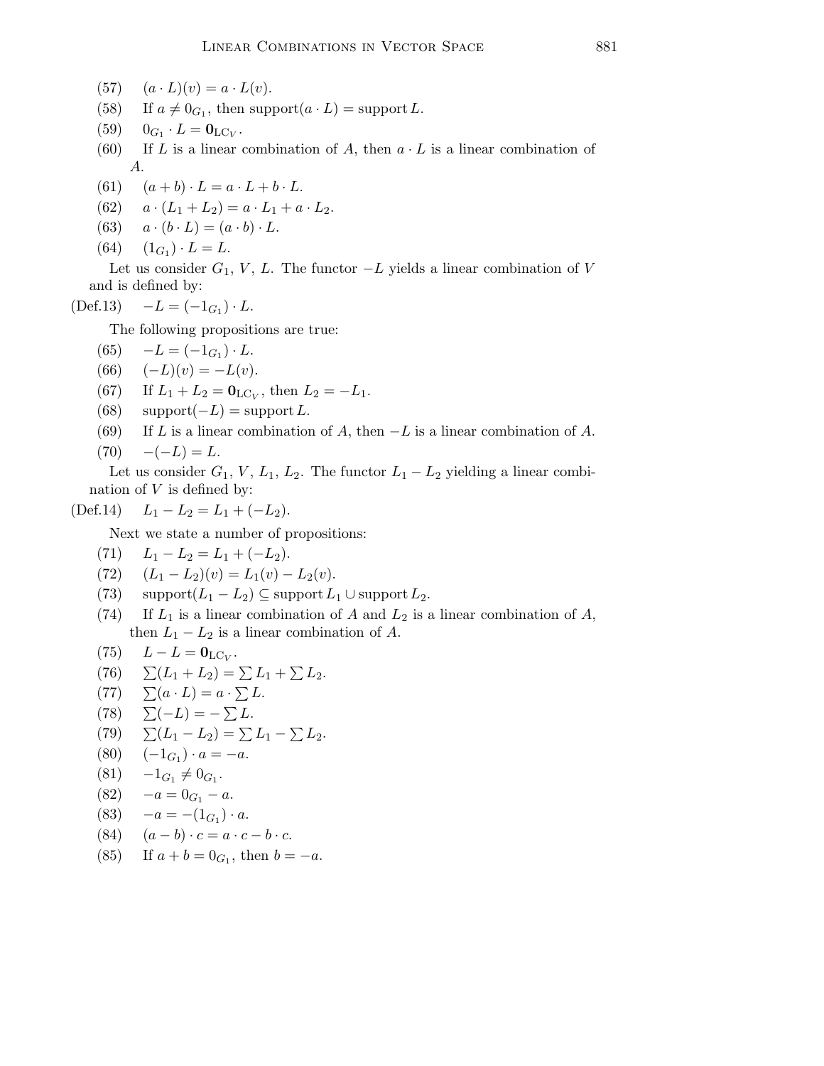(57) $(a \cdot L)(v) = a \cdot L(v)$.

(58) If $a \neq 0_{G_1}$, then $\operatorname{support}(a \cdot L) = \operatorname{support} L$.

(59) $0_{G_1} \cdot L = \mathbf{0}_{\mathrm{LC}_V}$.

(60) If $L$ is a linear combination of $A$, then $a \cdot L$ is a linear combination of $A$.

(61) $(a + b) \cdot L = a \cdot L + b \cdot L$.

(62) $a \cdot (L_1 + L_2) = a \cdot L_1 + a \cdot L_2$.

(63) $a \cdot (b \cdot L) = (a \cdot b) \cdot L$.

(64) $(1_{G_1}) \cdot L = L$.

Let us consider $G_1$, $V$, $L$. The functor $-L$ yields a linear combination of $V$ and is defined by:

(Def.13) $-L = (-1_{G_1}) \cdot L$.

The following propositions are true:

(65) $-L = (-1_{G_1}) \cdot L$.

(66) $(-L)(v) = -L(v)$.

(67) If $L_1 + L_2 = \mathbf{0}_{\mathrm{LC}_V}$, then $L_2 = -L_1$.

(68) $\operatorname{support}(-L) = \operatorname{support} L$.

(69) If $L$ is a linear combination of $A$, then $-L$ is a linear combination of $A$.

(70) $-(-L) = L$.

Let us consider $G_1$, $V$, $L_1$, $L_2$. The functor $L_1 - L_2$ yielding a linear combination of $V$ is defined by:

(Def.14) $L_1 - L_2 = L_1 + (-L_2)$.

Next we state a number of propositions:

(71) $L_1 - L_2 = L_1 + (-L_2)$.

(72) $(L_1 - L_2)(v) = L_1(v) - L_2(v)$.

(73) $\operatorname{support}(L_1 - L_2) \subseteq \operatorname{support} L_1 \cup \operatorname{support} L_2$.

(74) If $L_1$ is a linear combination of $A$ and $L_2$ is a linear combination of $A$, then $L_1 - L_2$ is a linear combination of $A$.

(75) $L - L = \mathbf{0}_{\mathrm{LC}_V}$.

(76) $\sum(L_1 + L_2) = \sum L_1 + \sum L_2$.

(77) $\sum(a \cdot L) = a \cdot \sum L$.

(78) $\sum(-L) = -\sum L$.

(79) $\sum(L_1 - L_2) = \sum L_1 - \sum L_2$.

(80) $(-1_{G_1}) \cdot a = -a$.

(81) $-1_{G_1} \neq 0_{G_1}$.

(82) $-a = 0_{G_1} - a$.

(83) $-a = -(1_{G_1}) \cdot a$.

(84) $(a - b) \cdot c = a \cdot c - b \cdot c$.

(85) If $a + b = 0_{G_1}$, then $b = -a$.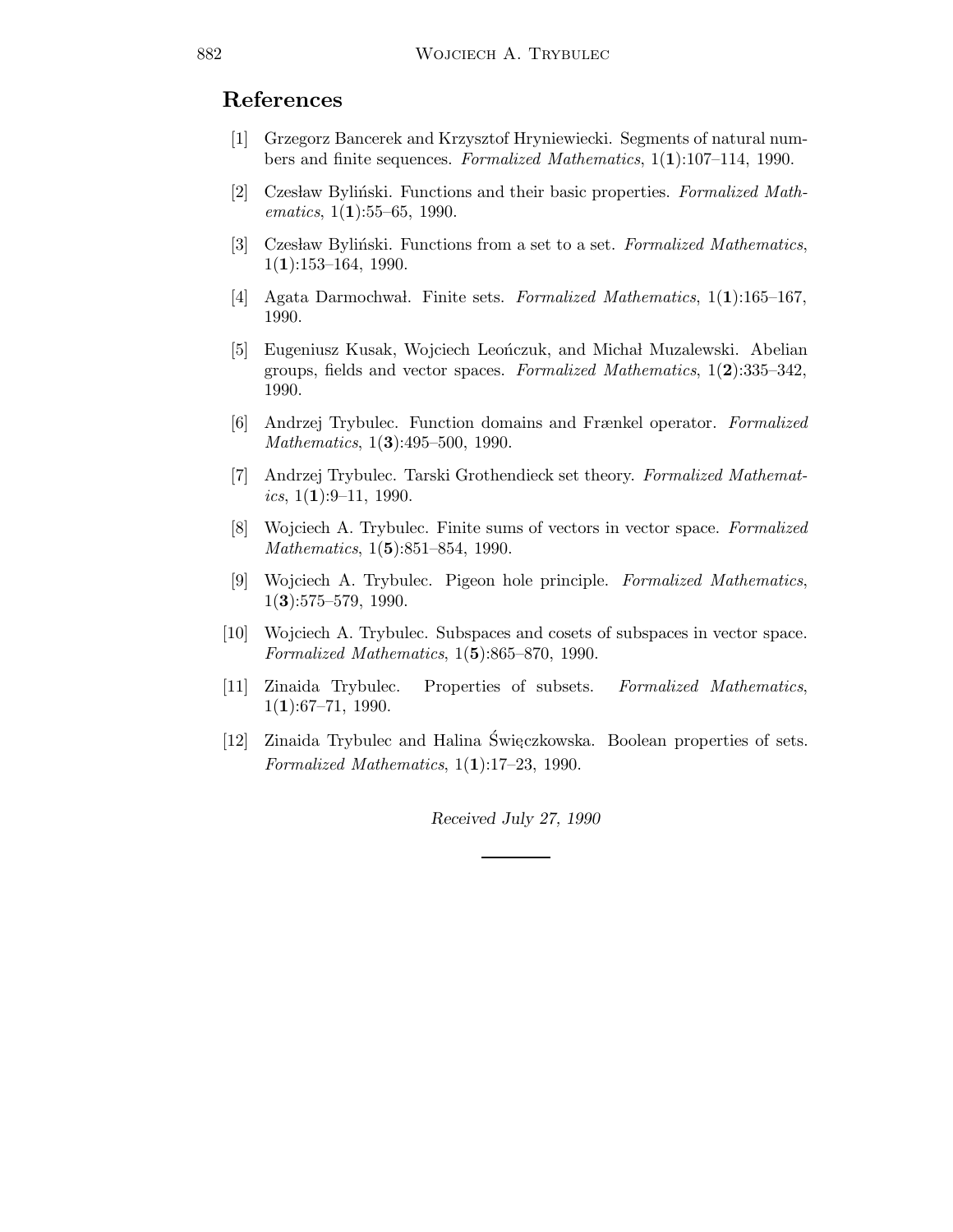## References

[1] Grzegorz Bancerek and Krzysztof Hryniewiecki. Segments of natural numbers and finite sequences. *Formalized Mathematics*, 1(**1**):107–114, 1990.

[2] Czesław Byliński. Functions and their basic properties. *Formalized Mathematics*, 1(**1**):55–65, 1990.

[3] Czesław Byliński. Functions from a set to a set. *Formalized Mathematics*, 1(**1**):153–164, 1990.

[4] Agata Darmochwał. Finite sets. *Formalized Mathematics*, 1(**1**):165–167, 1990.

[5] Eugeniusz Kusak, Wojciech Leończuk, and Michał Muzalewski. Abelian groups, fields and vector spaces. *Formalized Mathematics*, 1(**2**):335–342, 1990.

[6] Andrzej Trybulec. Function domains and Frænkel operator. *Formalized Mathematics*, 1(**3**):495–500, 1990.

[7] Andrzej Trybulec. Tarski Grothendieck set theory. *Formalized Mathematics*, 1(**1**):9–11, 1990.

[8] Wojciech A. Trybulec. Finite sums of vectors in vector space. *Formalized Mathematics*, 1(**5**):851–854, 1990.

[9] Wojciech A. Trybulec. Pigeon hole principle. *Formalized Mathematics*, 1(**3**):575–579, 1990.

[10] Wojciech A. Trybulec. Subspaces and cosets of subspaces in vector space. *Formalized Mathematics*, 1(**5**):865–870, 1990.

[11] Zinaida Trybulec. Properties of subsets. *Formalized Mathematics*, 1(**1**):67–71, 1990.

[12] Zinaida Trybulec and Halina Święczkowska. Boolean properties of sets. *Formalized Mathematics*, 1(**1**):17–23, 1990.

*Received July 27, 1990*